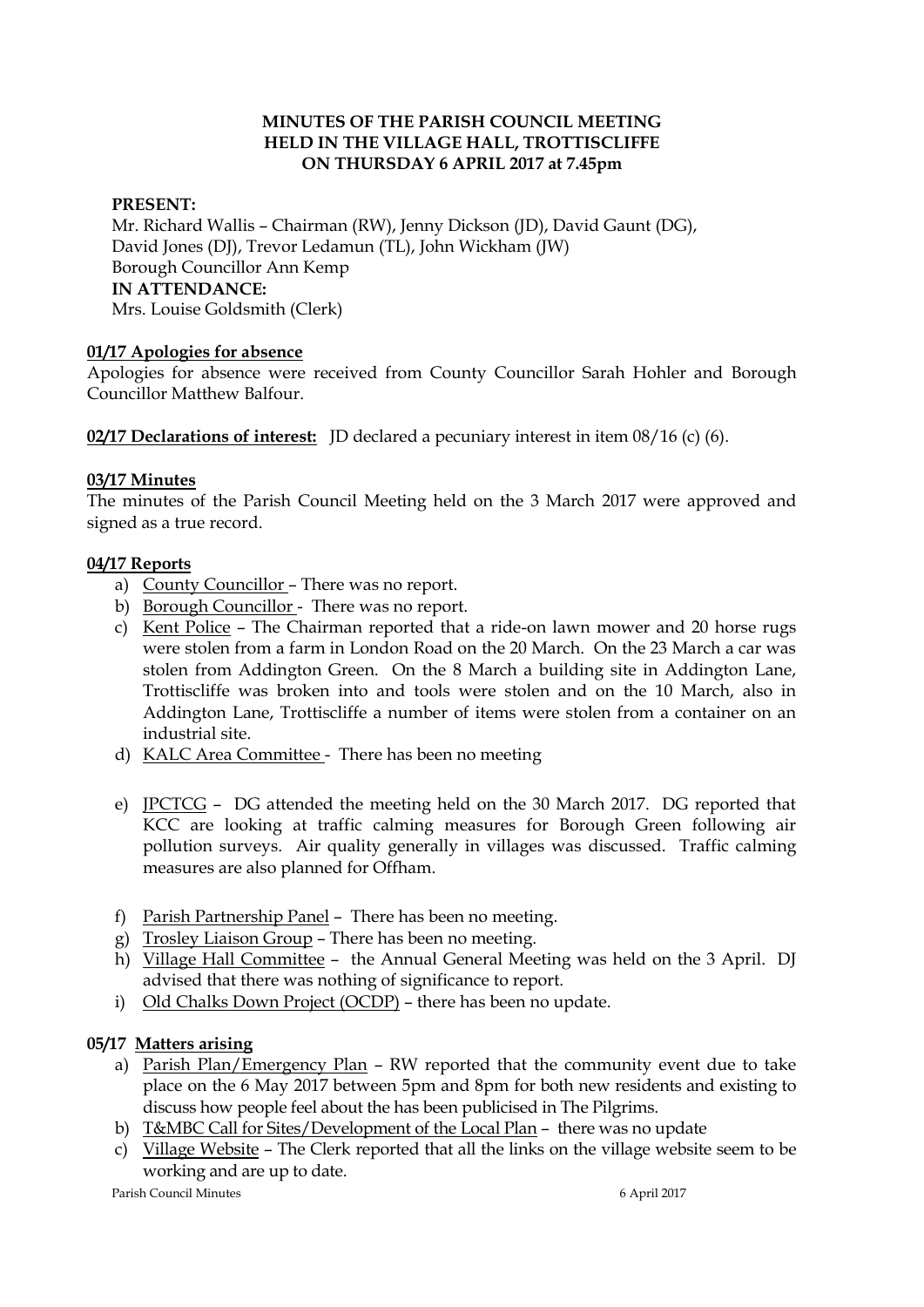**MINUTES OF THE PARISH COUNCIL MEETING**
**HELD IN THE VILLAGE HALL, TROTTISCLIFFE**
**ON THURSDAY 6 APRIL 2017 at 7.45pm**

**PRESENT:**
Mr. Richard Wallis – Chairman (RW), Jenny Dickson (JD), David Gaunt (DG), David Jones (DJ), Trevor Ledamun (TL), John Wickham (JW)
Borough Councillor Ann Kemp
**IN ATTENDANCE:**
Mrs. Louise Goldsmith (Clerk)

**01/17 Apologies for absence**

Apologies for absence were received from County Councillor Sarah Hohler and Borough Councillor Matthew Balfour.

**02/17 Declarations of interest:** JD declared a pecuniary interest in item 08/16 (c) (6).

**03/17 Minutes**

The minutes of the Parish Council Meeting held on the 3 March 2017 were approved and signed as a true record.

**04/17 Reports**

a) County Councillor – There was no report.
b) Borough Councillor - There was no report.
c) Kent Police – The Chairman reported that a ride-on lawn mower and 20 horse rugs were stolen from a farm in London Road on the 20 March. On the 23 March a car was stolen from Addington Green. On the 8 March a building site in Addington Lane, Trottiscliffe was broken into and tools were stolen and on the 10 March, also in Addington Lane, Trottiscliffe a number of items were stolen from a container on an industrial site.
d) KALC Area Committee - There has been no meeting
e) JPCTCG – DG attended the meeting held on the 30 March 2017. DG reported that KCC are looking at traffic calming measures for Borough Green following air pollution surveys. Air quality generally in villages was discussed. Traffic calming measures are also planned for Offham.
f) Parish Partnership Panel – There has been no meeting.
g) Trosley Liaison Group – There has been no meeting.
h) Village Hall Committee – the Annual General Meeting was held on the 3 April. DJ advised that there was nothing of significance to report.
i) Old Chalks Down Project (OCDP) – there has been no update.

**05/17 Matters arising**

a) Parish Plan/Emergency Plan – RW reported that the community event due to take place on the 6 May 2017 between 5pm and 8pm for both new residents and existing to discuss how people feel about the has been publicised in The Pilgrims.
b) T&MBC Call for Sites/Development of the Local Plan – there was no update
c) Village Website – The Clerk reported that all the links on the village website seem to be working and are up to date.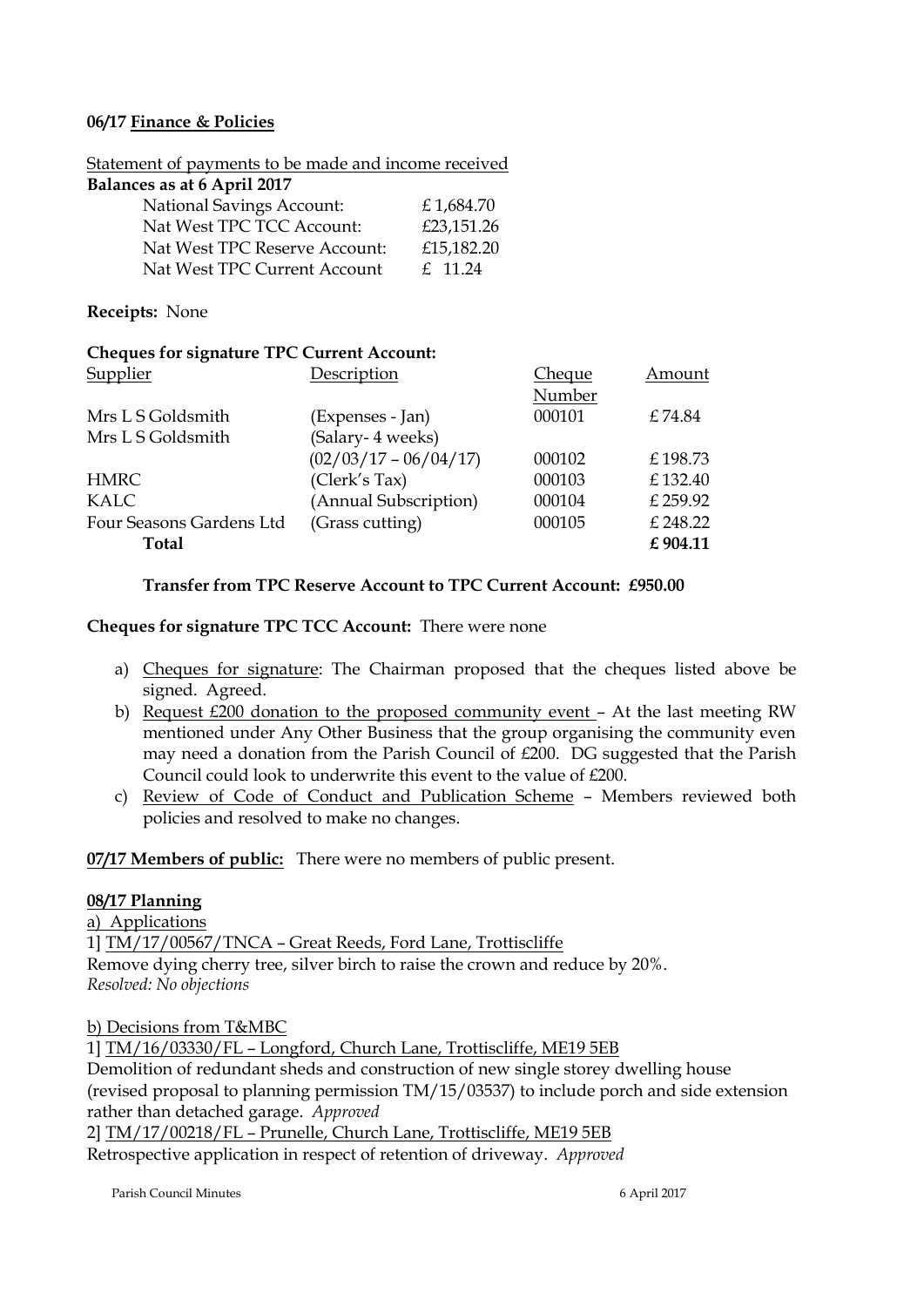**06/17 Finance & Policies**

Statement of payments to be made and income received

**Balances as at 6 April 2017**

| | |
|---|---|
| National Savings Account: | £ 1,684.70 |
| Nat West TPC TCC Account: | £23,151.26 |
| Nat West TPC Reserve Account: | £15,182.20 |
| Nat West TPC Current Account | £ 11.24 |

**Receipts:** None

**Cheques for signature TPC Current Account:**

| Supplier | Description | Cheque Number | Amount |
|---|---|---|---|
| Mrs L S Goldsmith | (Expenses - Jan) | 000101 | £ 74.84 |
| Mrs L S Goldsmith | (Salary- 4 weeks) (02/03/17 – 06/04/17) | 000102 | £ 198.73 |
| HMRC | (Clerk's Tax) | 000103 | £ 132.40 |
| KALC | (Annual Subscription) | 000104 | £ 259.92 |
| Four Seasons Gardens Ltd | (Grass cutting) | 000105 | £ 248.22 |
| **Total** | | | **£ 904.11** |

**Transfer from TPC Reserve Account to TPC Current Account: £950.00**

**Cheques for signature TPC TCC Account:** There were none

a) Cheques for signature: The Chairman proposed that the cheques listed above be signed. Agreed.
b) Request £200 donation to the proposed community event – At the last meeting RW mentioned under Any Other Business that the group organising the community even may need a donation from the Parish Council of £200. DG suggested that the Parish Council could look to underwrite this event to the value of £200.
c) Review of Code of Conduct and Publication Scheme – Members reviewed both policies and resolved to make no changes.

**07/17 Members of public:** There were no members of public present.

**08/17 Planning**

a) Applications

1] TM/17/00567/TNCA – Great Reeds, Ford Lane, Trottiscliffe
Remove dying cherry tree, silver birch to raise the crown and reduce by 20%.
*Resolved: No objections*

b) Decisions from T&MBC

1] TM/16/03330/FL – Longford, Church Lane, Trottiscliffe, ME19 5EB
Demolition of redundant sheds and construction of new single storey dwelling house (revised proposal to planning permission TM/15/03537) to include porch and side extension rather than detached garage. *Approved*

2] TM/17/00218/FL – Prunelle, Church Lane, Trottiscliffe, ME19 5EB
Retrospective application in respect of retention of driveway. *Approved*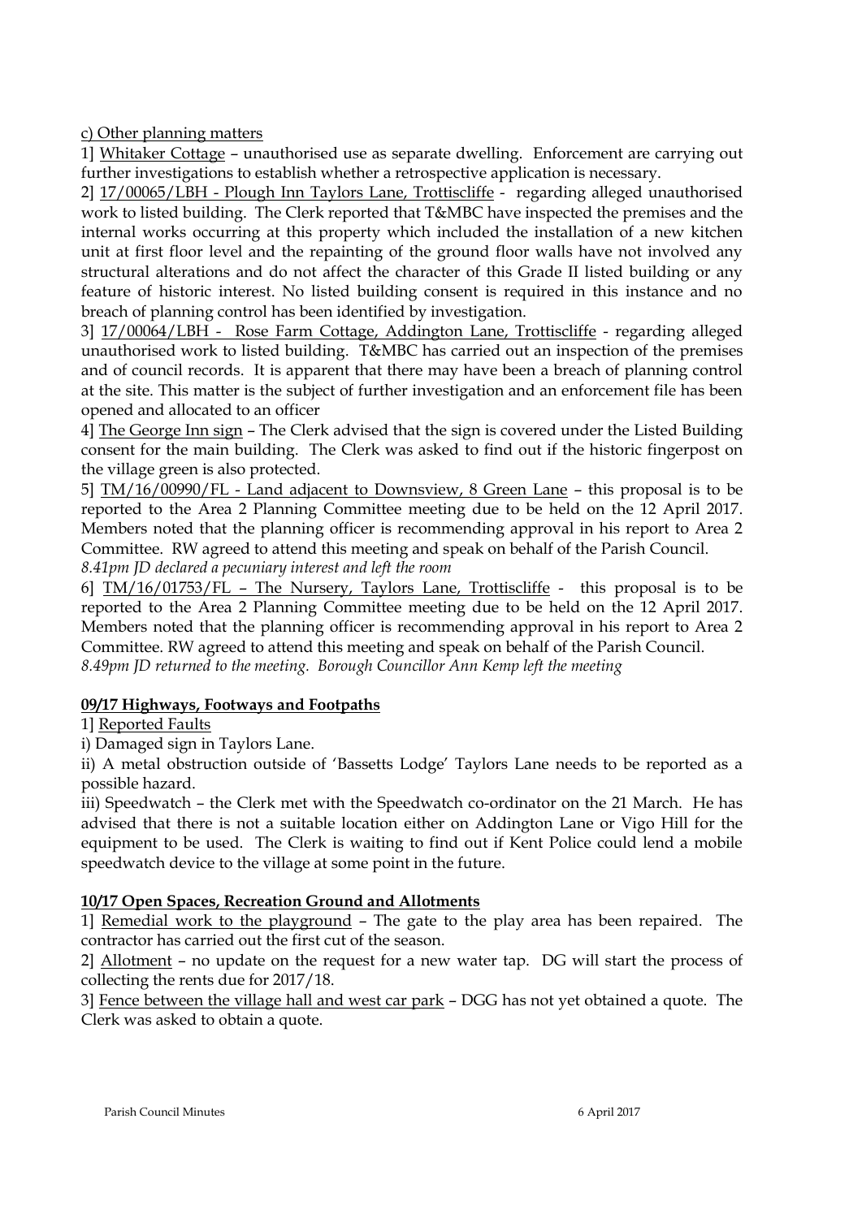c) Other planning matters

1] Whitaker Cottage – unauthorised use as separate dwelling. Enforcement are carrying out further investigations to establish whether a retrospective application is necessary.

2] 17/00065/LBH - Plough Inn Taylors Lane, Trottiscliffe - regarding alleged unauthorised work to listed building. The Clerk reported that T&MBC have inspected the premises and the internal works occurring at this property which included the installation of a new kitchen unit at first floor level and the repainting of the ground floor walls have not involved any structural alterations and do not affect the character of this Grade II listed building or any feature of historic interest. No listed building consent is required in this instance and no breach of planning control has been identified by investigation.

3] 17/00064/LBH - Rose Farm Cottage, Addington Lane, Trottiscliffe - regarding alleged unauthorised work to listed building. T&MBC has carried out an inspection of the premises and of council records. It is apparent that there may have been a breach of planning control at the site. This matter is the subject of further investigation and an enforcement file has been opened and allocated to an officer

4] The George Inn sign – The Clerk advised that the sign is covered under the Listed Building consent for the main building. The Clerk was asked to find out if the historic fingerpost on the village green is also protected.

5] TM/16/00990/FL - Land adjacent to Downsview, 8 Green Lane – this proposal is to be reported to the Area 2 Planning Committee meeting due to be held on the 12 April 2017. Members noted that the planning officer is recommending approval in his report to Area 2 Committee. RW agreed to attend this meeting and speak on behalf of the Parish Council.

*8.41pm JD declared a pecuniary interest and left the room*

6] TM/16/01753/FL – The Nursery, Taylors Lane, Trottiscliffe - this proposal is to be reported to the Area 2 Planning Committee meeting due to be held on the 12 April 2017. Members noted that the planning officer is recommending approval in his report to Area 2 Committee. RW agreed to attend this meeting and speak on behalf of the Parish Council.

*8.49pm JD returned to the meeting. Borough Councillor Ann Kemp left the meeting*

**09/17 Highways, Footways and Footpaths**

1] Reported Faults

i) Damaged sign in Taylors Lane.

ii) A metal obstruction outside of 'Bassetts Lodge' Taylors Lane needs to be reported as a possible hazard.

iii) Speedwatch – the Clerk met with the Speedwatch co-ordinator on the 21 March. He has advised that there is not a suitable location either on Addington Lane or Vigo Hill for the equipment to be used. The Clerk is waiting to find out if Kent Police could lend a mobile speedwatch device to the village at some point in the future.

**10/17 Open Spaces, Recreation Ground and Allotments**

1] Remedial work to the playground – The gate to the play area has been repaired. The contractor has carried out the first cut of the season.

2] Allotment – no update on the request for a new water tap. DG will start the process of collecting the rents due for 2017/18.

3] Fence between the village hall and west car park – DGG has not yet obtained a quote. The Clerk was asked to obtain a quote.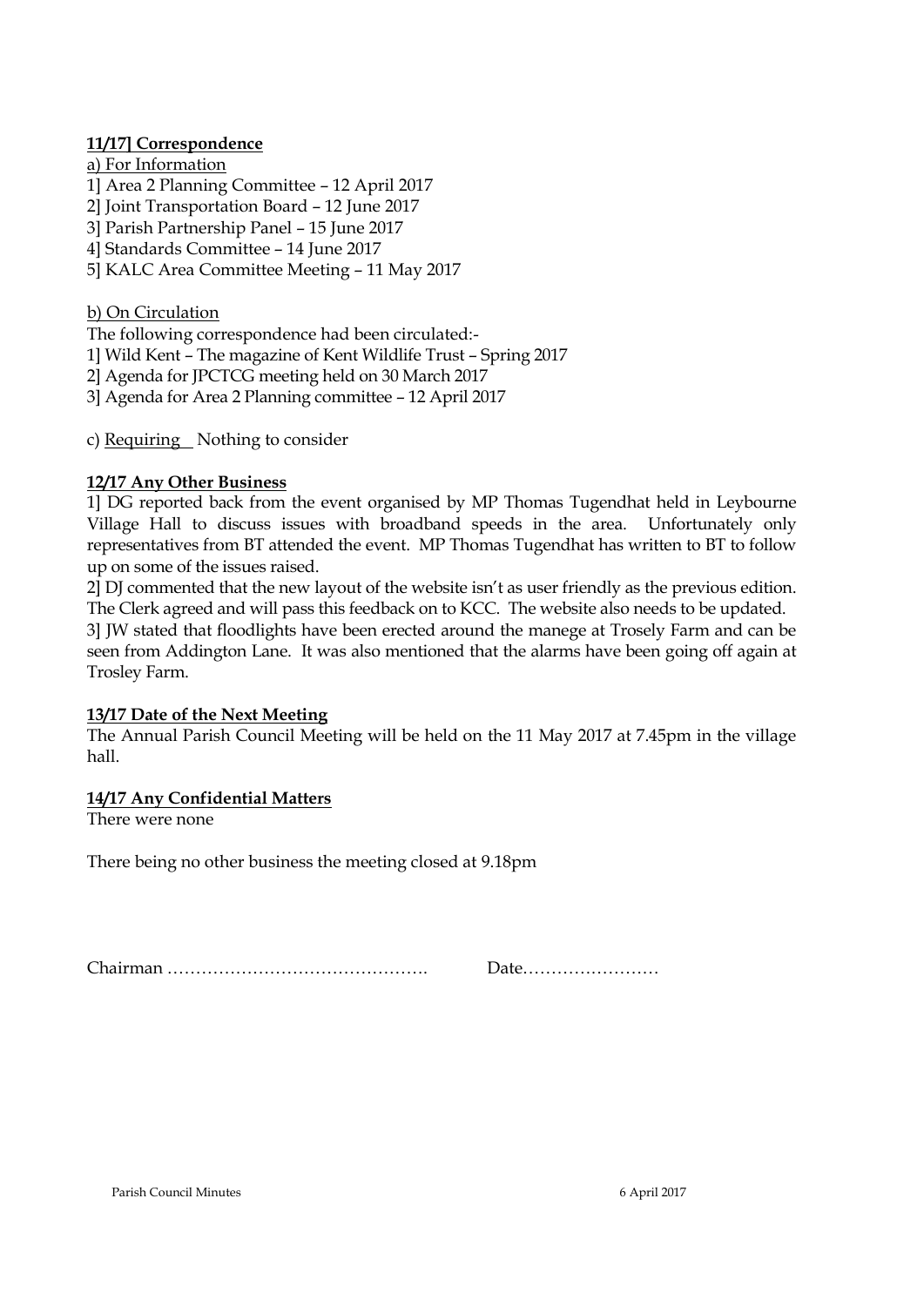**11/17] Correspondence**

a) For Information

1] Area 2 Planning Committee – 12 April 2017

2] Joint Transportation Board – 12 June 2017

3] Parish Partnership Panel – 15 June 2017

4] Standards Committee – 14 June 2017

5] KALC Area Committee Meeting – 11 May 2017

b) On Circulation

The following correspondence had been circulated:-

1] Wild Kent – The magazine of Kent Wildlife Trust – Spring 2017

2] Agenda for JPCTCG meeting held on 30 March 2017

3] Agenda for Area 2 Planning committee – 12 April 2017

c) Requiring  Nothing to consider

**12/17 Any Other Business**

1] DG reported back from the event organised by MP Thomas Tugendhat held in Leybourne Village Hall to discuss issues with broadband speeds in the area. Unfortunately only representatives from BT attended the event. MP Thomas Tugendhat has written to BT to follow up on some of the issues raised.

2] DJ commented that the new layout of the website isn't as user friendly as the previous edition. The Clerk agreed and will pass this feedback on to KCC. The website also needs to be updated.

3] JW stated that floodlights have been erected around the manege at Trosely Farm and can be seen from Addington Lane. It was also mentioned that the alarms have been going off again at Trosley Farm.

**13/17 Date of the Next Meeting**

The Annual Parish Council Meeting will be held on the 11 May 2017 at 7.45pm in the village hall.

**14/17 Any Confidential Matters**

There were none

There being no other business the meeting closed at 9.18pm

Chairman ………………………………………  Date……………………